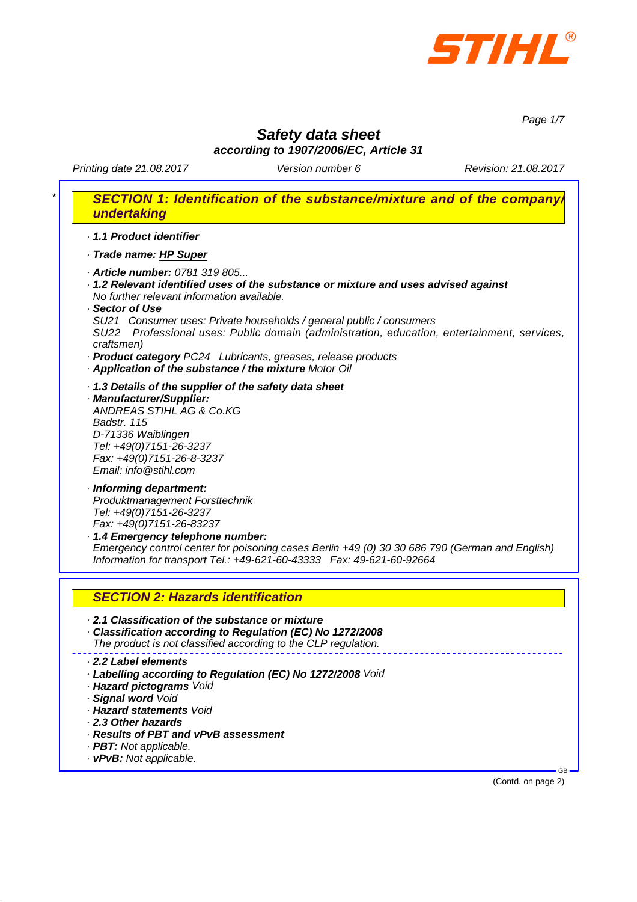STIHL®

# Safety data sheet

**according to 1907/2006/EC, Article 31**

*Printing date 21.08.2017* *Version number 6* *Revision: 21.08.2017*

## * SECTION 1: Identification of the substance/mixture and of the company/undertaking

· ***1.1 Product identifier***

· ***Trade name: HP Super***

· ***Article number:*** *0781 319 805...*

· ***1.2 Relevant identified uses of the substance or mixture and uses advised against***
*No further relevant information available.*

· ***Sector of Use***
*SU21 Consumer uses: Private households / general public / consumers*
*SU22 Professional uses: Public domain (administration, education, entertainment, services, craftsmen)*

· ***Product category*** *PC24 Lubricants, greases, release products*

· ***Application of the substance / the mixture*** *Motor Oil*

· ***1.3 Details of the supplier of the safety data sheet***

· ***Manufacturer/Supplier:***
*ANDREAS STIHL AG & Co.KG*
*Badstr. 115*
*D-71336 Waiblingen*
*Tel: +49(0)7151-26-3237*
*Fax: +49(0)7151-26-8-3237*
*Email: info@stihl.com*

· ***Informing department:***
*Produktmanagement Forsttechnik*
*Tel: +49(0)7151-26-3237*
*Fax: +49(0)7151-26-83237*

· ***1.4 Emergency telephone number:***
*Emergency control center for poisoning cases Berlin +49 (0) 30 30 686 790 (German and English)*
*Information for transport Tel.: +49-621-60-43333 Fax: 49-621-60-92664*

## SECTION 2: Hazards identification

· ***2.1 Classification of the substance or mixture***

· ***Classification according to Regulation (EC) No 1272/2008***
*The product is not classified according to the CLP regulation.*

· ***2.2 Label elements***

· ***Labelling according to Regulation (EC) No 1272/2008*** *Void*

· ***Hazard pictograms*** *Void*

· ***Signal word*** *Void*

· ***Hazard statements*** *Void*

· ***2.3 Other hazards***

· ***Results of PBT and vPvB assessment***

· ***PBT:*** *Not applicable.*

· ***vPvB:*** *Not applicable.*

(Contd. on page 2)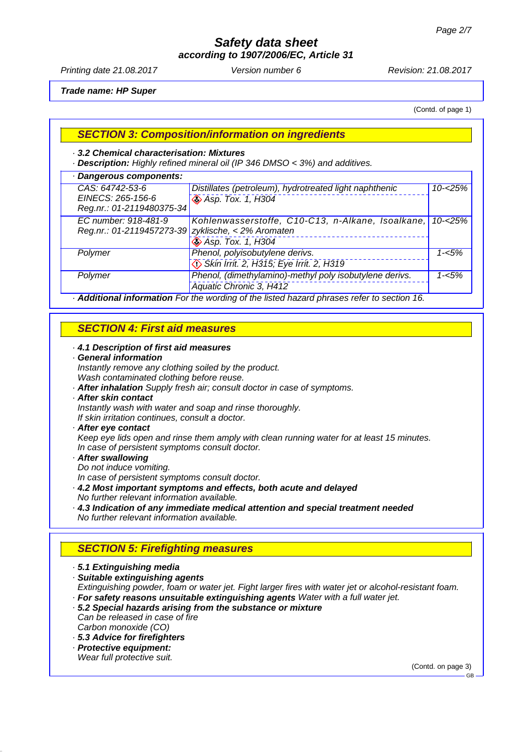Trade name: HP Super

(Contd. of page 1)

## SECTION 3: Composition/information on ingredients

· **3.2 Chemical characterisation: Mixtures**

· **Description:** Highly refined mineral oil (IP 346 DMSO < 3%) and additives.

· **Dangerous components:**

| Identifiers | Component / Classification | Concentration |
|---|---|---|
| CAS: 64742-53-6<br>EINECS: 265-156-6<br>Reg.nr.: 01-2119480375-34 | Distillates (petroleum), hydrotreated light naphthenic<br>Asp. Tox. 1, H304 | 10-<25% |
| EC number: 918-481-9<br>Reg.nr.: 01-2119457273-39 | Kohlenwasserstoffe, C10-C13, n-Alkane, Isoalkane, zyklische, < 2% Aromaten<br>Asp. Tox. 1, H304 | 10-<25% |
| Polymer | Phenol, polyisobutylene derivs.<br>Skin Irrit. 2, H315; Eye Irrit. 2, H319 | 1-<5% |
| Polymer | Phenol, (dimethylamino)-methyl poly isobutylene derivs.<br>Aquatic Chronic 3, H412 | 1-<5% |

· **Additional information** For the wording of the listed hazard phrases refer to section 16.

## SECTION 4: First aid measures

· **4.1 Description of first aid measures**

· **General information**

Instantly remove any clothing soiled by the product.
Wash contaminated clothing before reuse.

· **After inhalation** Supply fresh air; consult doctor in case of symptoms.

· **After skin contact**

Instantly wash with water and soap and rinse thoroughly.
If skin irritation continues, consult a doctor.

· **After eye contact**

Keep eye lids open and rinse them amply with clean running water for at least 15 minutes.
In case of persistent symptoms consult doctor.

· **After swallowing**

Do not induce vomiting.
In case of persistent symptoms consult doctor.

· **4.2 Most important symptoms and effects, both acute and delayed**

No further relevant information available.

· **4.3 Indication of any immediate medical attention and special treatment needed**

No further relevant information available.

## SECTION 5: Firefighting measures

· **5.1 Extinguishing media**

· **Suitable extinguishing agents**

Extinguishing powder, foam or water jet. Fight larger fires with water jet or alcohol-resistant foam.

· **For safety reasons unsuitable extinguishing agents** Water with a full water jet.

· **5.2 Special hazards arising from the substance or mixture**

Can be released in case of fire
Carbon monoxide (CO)

· **5.3 Advice for firefighters**

· **Protective equipment:**

Wear full protective suit.

(Contd. on page 3)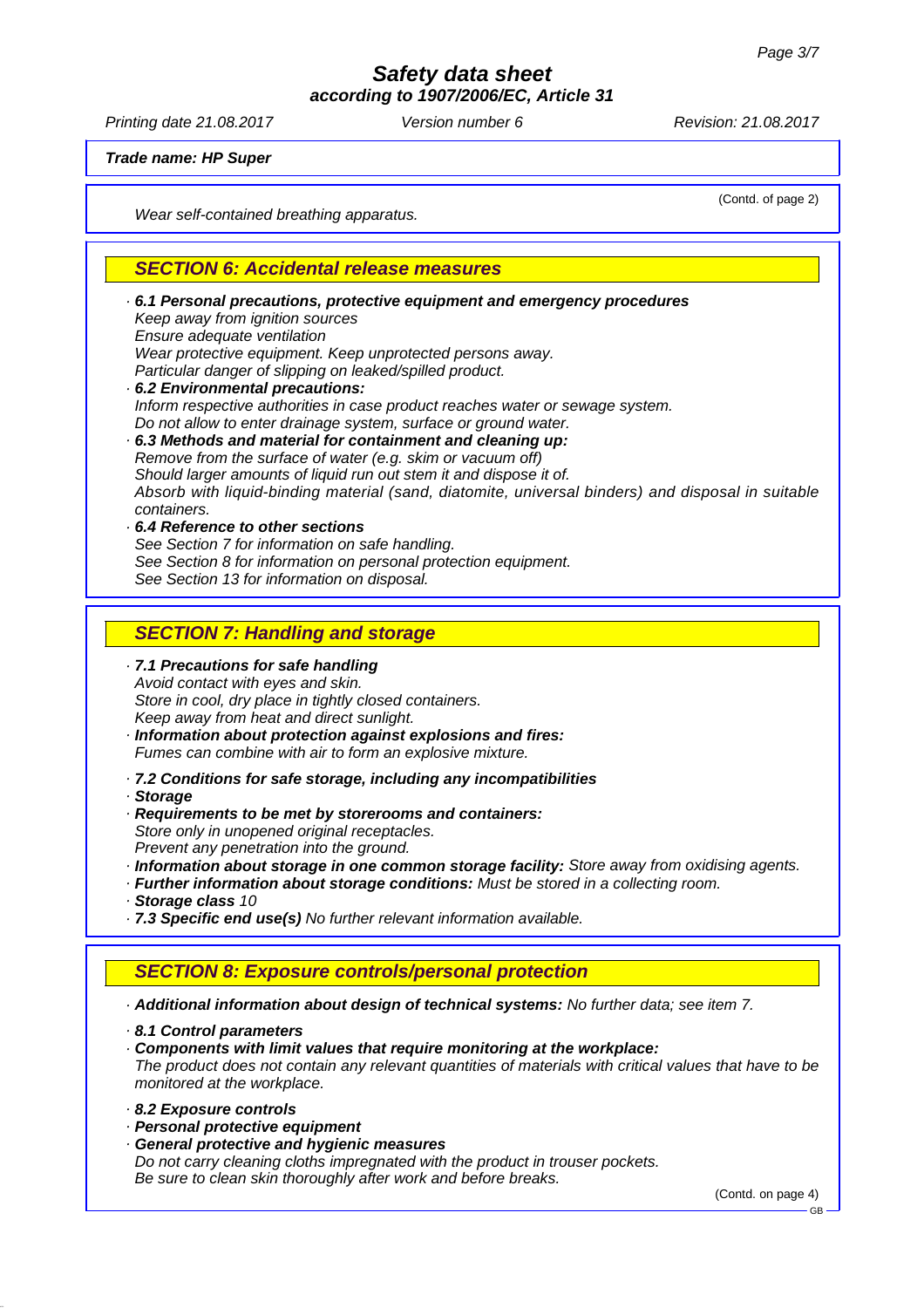**Trade name: HP Super**

(Contd. of page 2)

*Wear self-contained breathing apparatus.*

## SECTION 6: Accidental release measures

· ***6.1 Personal precautions, protective equipment and emergency procedures***
*Keep away from ignition sources*
*Ensure adequate ventilation*
*Wear protective equipment. Keep unprotected persons away.*
*Particular danger of slipping on leaked/spilled product.*

· ***6.2 Environmental precautions:***
*Inform respective authorities in case product reaches water or sewage system.*
*Do not allow to enter drainage system, surface or ground water.*

· ***6.3 Methods and material for containment and cleaning up:***
*Remove from the surface of water (e.g. skim or vacuum off)*
*Should larger amounts of liquid run out stem it and dispose it of.*
*Absorb with liquid-binding material (sand, diatomite, universal binders) and disposal in suitable containers.*

· ***6.4 Reference to other sections***
*See Section 7 for information on safe handling.*
*See Section 8 for information on personal protection equipment.*
*See Section 13 for information on disposal.*

## SECTION 7: Handling and storage

· ***7.1 Precautions for safe handling***
*Avoid contact with eyes and skin.*
*Store in cool, dry place in tightly closed containers.*
*Keep away from heat and direct sunlight.*

· ***Information about protection against explosions and fires:***
*Fumes can combine with air to form an explosive mixture.*

· ***7.2 Conditions for safe storage, including any incompatibilities***

· ***Storage***

· ***Requirements to be met by storerooms and containers:***
*Store only in unopened original receptacles.*
*Prevent any penetration into the ground.*

· ***Information about storage in one common storage facility:*** *Store away from oxidising agents.*

· ***Further information about storage conditions:*** *Must be stored in a collecting room.*

· ***Storage class*** *10*

· ***7.3 Specific end use(s)*** *No further relevant information available.*

## SECTION 8: Exposure controls/personal protection

· ***Additional information about design of technical systems:*** *No further data; see item 7.*

· ***8.1 Control parameters***

· ***Components with limit values that require monitoring at the workplace:***
*The product does not contain any relevant quantities of materials with critical values that have to be monitored at the workplace.*

· ***8.2 Exposure controls***

· ***Personal protective equipment***

· ***General protective and hygienic measures***
*Do not carry cleaning cloths impregnated with the product in trouser pockets.*
*Be sure to clean skin thoroughly after work and before breaks.*

(Contd. on page 4)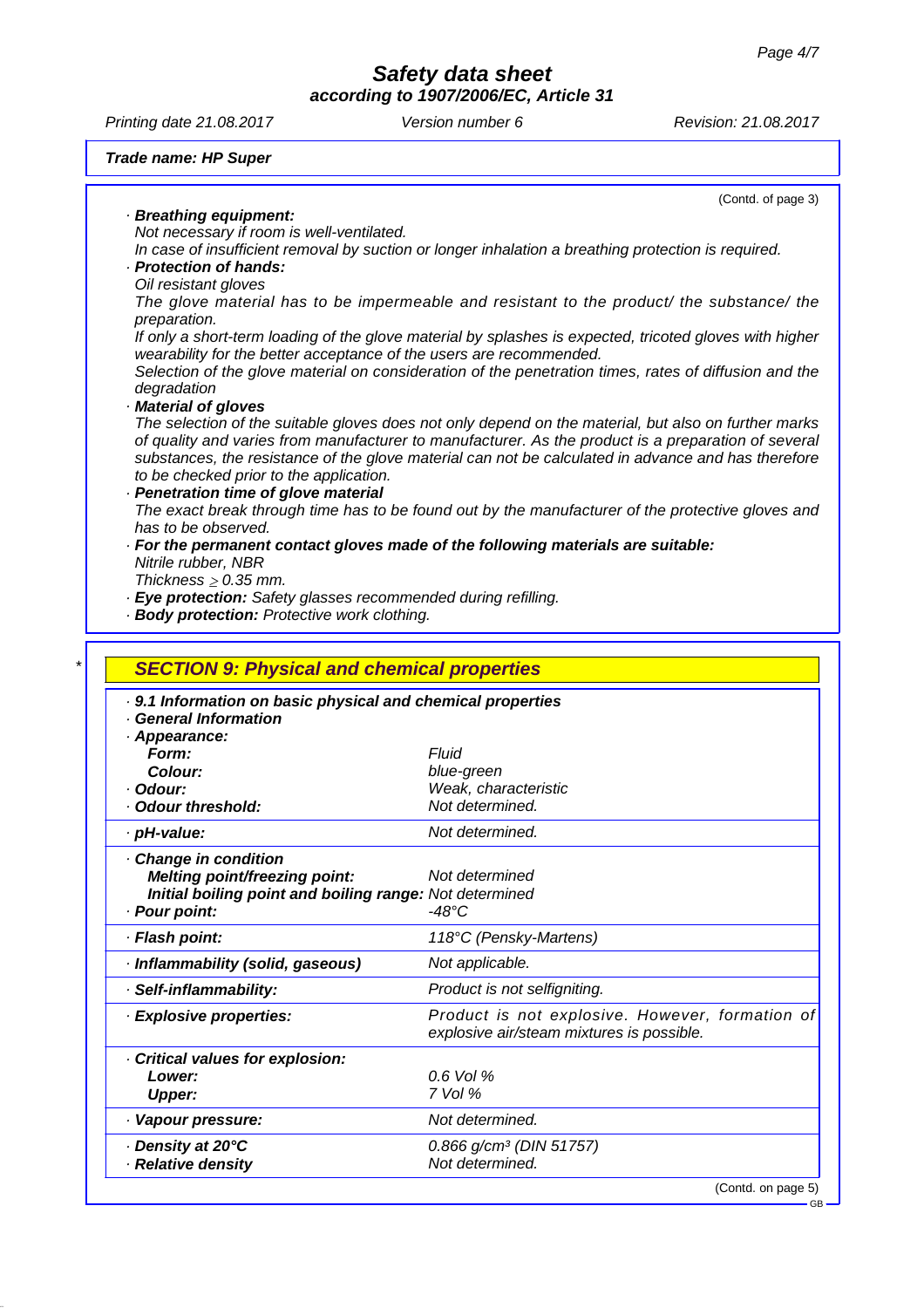**Trade name: HP Super**

(Contd. of page 3)

· **Breathing equipment:**
*Not necessary if room is well-ventilated.*
*In case of insufficient removal by suction or longer inhalation a breathing protection is required.*

· **Protection of hands:**
*Oil resistant gloves*
*The glove material has to be impermeable and resistant to the product/ the substance/ the preparation.*
*If only a short-term loading of the glove material by splashes is expected, tricoted gloves with higher wearability for the better acceptance of the users are recommended.*
*Selection of the glove material on consideration of the penetration times, rates of diffusion and the degradation*

· **Material of gloves**
*The selection of the suitable gloves does not only depend on the material, but also on further marks of quality and varies from manufacturer to manufacturer. As the product is a preparation of several substances, the resistance of the glove material can not be calculated in advance and has therefore to be checked prior to the application.*

· **Penetration time of glove material**
*The exact break through time has to be found out by the manufacturer of the protective gloves and has to be observed.*

· **For the permanent contact gloves made of the following materials are suitable:**
*Nitrile rubber, NBR*
*Thickness ≥ 0.35 mm.*

· **Eye protection:** *Safety glasses recommended during refilling.*

· **Body protection:** *Protective work clothing.*

## SECTION 9: Physical and chemical properties

· **9.1 Information on basic physical and chemical properties**
· **General Information**

| Property | Value |
|---|---|
| · **Appearance:** | |
| **Form:** | Fluid |
| **Colour:** | blue-green |
| · **Odour:** | Weak, characteristic |
| · **Odour threshold:** | Not determined. |
| · **pH-value:** | Not determined. |
| · **Change in condition** | |
| **Melting point/freezing point:** | Not determined |
| **Initial boiling point and boiling range:** | Not determined |
| · **Pour point:** | -48°C |
| · **Flash point:** | 118°C (Pensky-Martens) |
| · **Inflammability (solid, gaseous)** | Not applicable. |
| · **Self-inflammability:** | Product is not selfigniting. |
| · **Explosive properties:** | Product is not explosive. However, formation of explosive air/steam mixtures is possible. |
| · **Critical values for explosion:** | |
| **Lower:** | 0.6 Vol % |
| **Upper:** | 7 Vol % |
| · **Vapour pressure:** | Not determined. |
| · **Density at 20°C** | 0.866 g/cm³ (DIN 51757) |
| · **Relative density** | Not determined. |

(Contd. on page 5)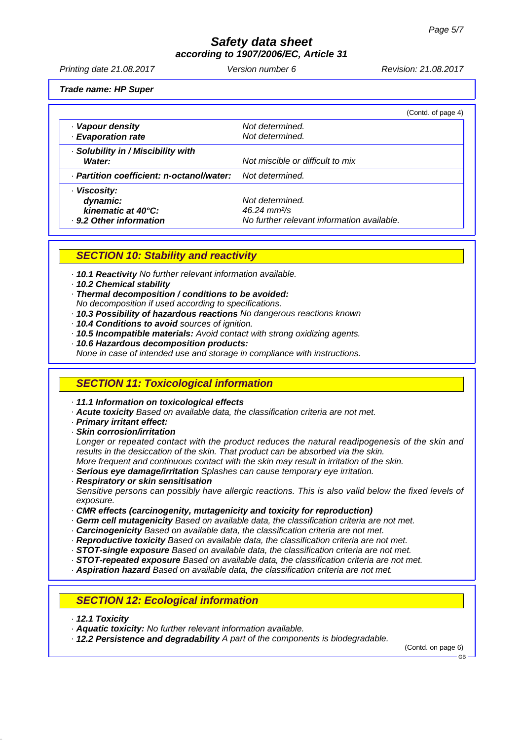**Trade name: HP Super**

(Contd. of page 4)

| | |
|---|---|
| · **Vapour density** | *Not determined.* |
| · **Evaporation rate** | *Not determined.* |
| · **Solubility in / Miscibility with Water:** | *Not miscible or difficult to mix* |
| · **Partition coefficient: n-octanol/water:** | *Not determined.* |
| · **Viscosity:** | |
| **dynamic:** | *Not determined.* |
| **kinematic at 40°C:** | *46.24 $mm^2/s$* |
| · **9.2 Other information** | *No further relevant information available.* |

## SECTION 10: Stability and reactivity

- **10.1 Reactivity** *No further relevant information available.*
- **10.2 Chemical stability**
- **Thermal decomposition / conditions to be avoided:**
  *No decomposition if used according to specifications.*
- **10.3 Possibility of hazardous reactions** *No dangerous reactions known*
- **10.4 Conditions to avoid** *sources of ignition.*
- **10.5 Incompatible materials:** *Avoid contact with strong oxidizing agents.*
- **10.6 Hazardous decomposition products:**
  *None in case of intended use and storage in compliance with instructions.*

## SECTION 11: Toxicological information

- **11.1 Information on toxicological effects**
- **Acute toxicity** *Based on available data, the classification criteria are not met.*
- **Primary irritant effect:**
- **Skin corrosion/irritation**
  *Longer or repeated contact with the product reduces the natural readipogenesis of the skin and results in the desiccation of the skin. That product can be absorbed via the skin.*
  *More frequent and continuous contact with the skin may result in irritation of the skin.*
- **Serious eye damage/irritation** *Splashes can cause temporary eye irritation.*
- **Respiratory or skin sensitisation**
  *Sensitive persons can possibly have allergic reactions. This is also valid below the fixed levels of exposure.*
- **CMR effects (carcinogenity, mutagenicity and toxicity for reproduction)**
- **Germ cell mutagenicity** *Based on available data, the classification criteria are not met.*
- **Carcinogenicity** *Based on available data, the classification criteria are not met.*
- **Reproductive toxicity** *Based on available data, the classification criteria are not met.*
- **STOT-single exposure** *Based on available data, the classification criteria are not met.*
- **STOT-repeated exposure** *Based on available data, the classification criteria are not met.*
- **Aspiration hazard** *Based on available data, the classification criteria are not met.*

## SECTION 12: Ecological information

- **12.1 Toxicity**
- **Aquatic toxicity:** *No further relevant information available.*
- **12.2 Persistence and degradability** *A part of the components is biodegradable.*

(Contd. on page 6)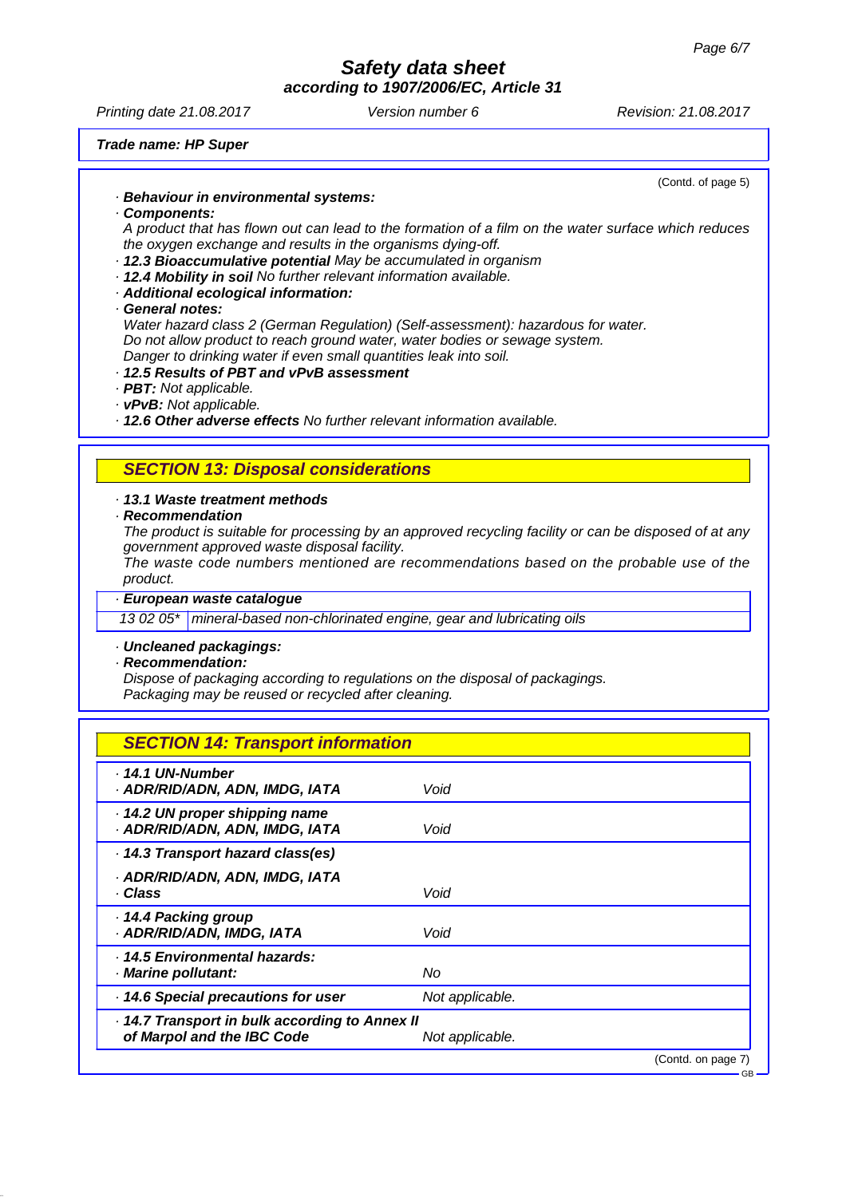(Contd. of page 5)

· **Behaviour in environmental systems:**

· **Components:**

A product that has flown out can lead to the formation of a film on the water surface which reduces the oxygen exchange and results in the organisms dying-off.

· **12.3 Bioaccumulative potential** May be accumulated in organism

· **12.4 Mobility in soil** No further relevant information available.

· **Additional ecological information:**

· **General notes:**

Water hazard class 2 (German Regulation) (Self-assessment): hazardous for water.
Do not allow product to reach ground water, water bodies or sewage system.
Danger to drinking water if even small quantities leak into soil.

· **12.5 Results of PBT and vPvB assessment**

· **PBT:** Not applicable.

· **vPvB:** Not applicable.

· **12.6 Other adverse effects** No further relevant information available.

## SECTION 13: Disposal considerations

· **13.1 Waste treatment methods**

· **Recommendation**

The product is suitable for processing by an approved recycling facility or can be disposed of at any government approved waste disposal facility.
The waste code numbers mentioned are recommendations based on the probable use of the product.

· **European waste catalogue**

| 13 02 05* | mineral-based non-chlorinated engine, gear and lubricating oils |
|---|---|

· **Uncleaned packagings:**

· **Recommendation:**

Dispose of packaging according to regulations on the disposal of packagings.
Packaging may be reused or recycled after cleaning.

## SECTION 14: Transport information

| | |
|---|---|
| · **14.1 UN-Number**<br>· **ADR/RID/ADN, ADN, IMDG, IATA** | Void |
| · **14.2 UN proper shipping name**<br>· **ADR/RID/ADN, ADN, IMDG, IATA** | Void |
| · **14.3 Transport hazard class(es)** | |
| · **ADR/RID/ADN, ADN, IMDG, IATA**<br>· **Class** | Void |
| · **14.4 Packing group**<br>· **ADR/RID/ADN, IMDG, IATA** | Void |
| · **14.5 Environmental hazards:**<br>· **Marine pollutant:** | No |
| · **14.6 Special precautions for user** | Not applicable. |
| · **14.7 Transport in bulk according to Annex II of Marpol and the IBC Code** | Not applicable. |

(Contd. on page 7)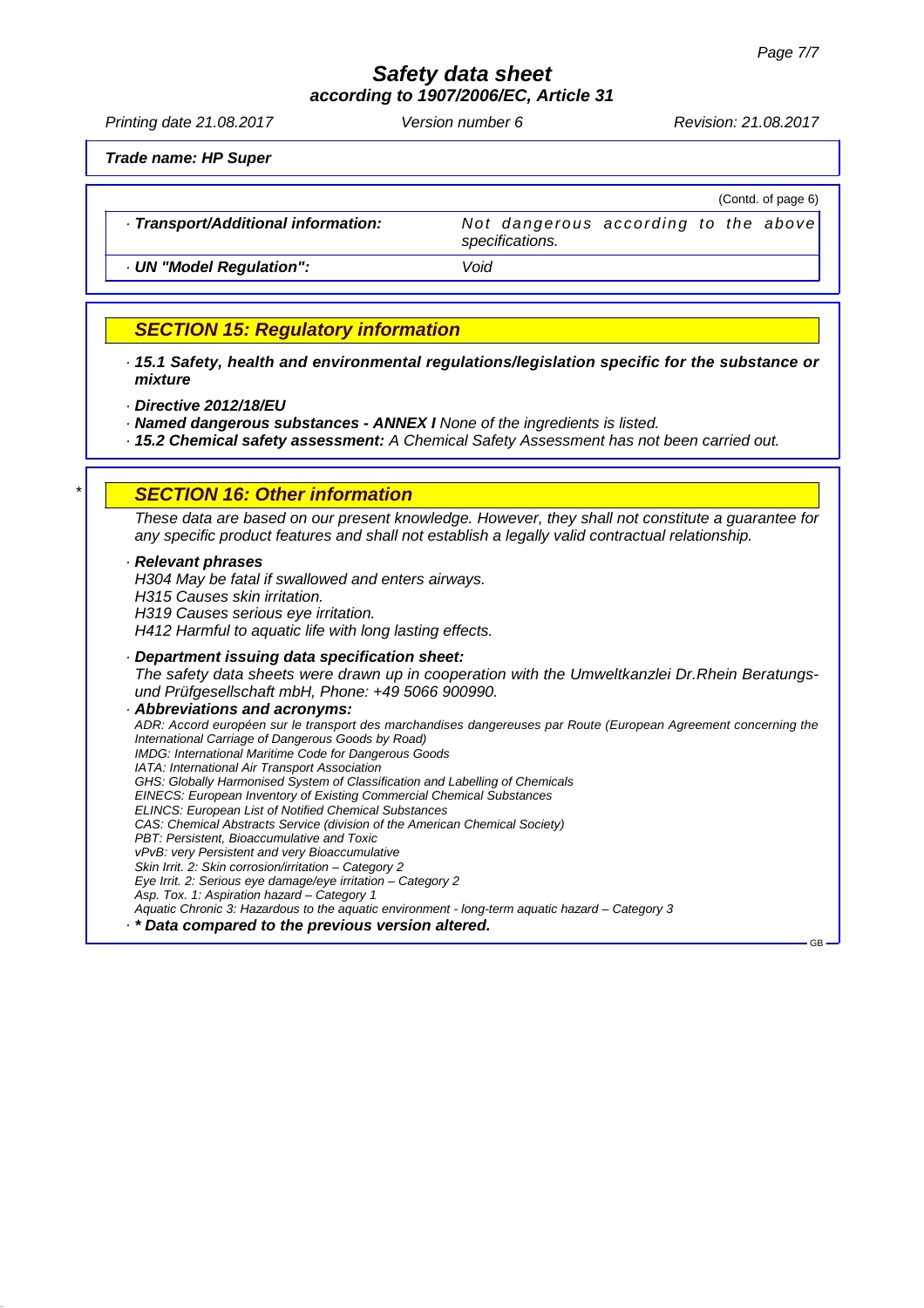(Contd. of page 6)

| | |
|---|---|
| · **Transport/Additional information:** | *Not dangerous according to the above specifications.* |
| · **UN "Model Regulation":** | *Void* |

## SECTION 15: Regulatory information

· **15.1 Safety, health and environmental regulations/legislation specific for the substance or mixture**

· **Directive 2012/18/EU**

· **Named dangerous substances - ANNEX I** None of the ingredients is listed.

· **15.2 Chemical safety assessment:** A Chemical Safety Assessment has not been carried out.

## * SECTION 16: Other information

These data are based on our present knowledge. However, they shall not constitute a guarantee for any specific product features and shall not establish a legally valid contractual relationship.

· **Relevant phrases**

H304 May be fatal if swallowed and enters airways.
H315 Causes skin irritation.
H319 Causes serious eye irritation.
H412 Harmful to aquatic life with long lasting effects.

· **Department issuing data specification sheet:**

The safety data sheets were drawn up in cooperation with the Umweltkanzlei Dr.Rhein Beratungs- und Prüfgesellschaft mbH, Phone: +49 5066 900990.

· **Abbreviations and acronyms:**

ADR: Accord européen sur le transport des marchandises dangereuses par Route (European Agreement concerning the International Carriage of Dangerous Goods by Road)
IMDG: International Maritime Code for Dangerous Goods
IATA: International Air Transport Association
GHS: Globally Harmonised System of Classification and Labelling of Chemicals
EINECS: European Inventory of Existing Commercial Chemical Substances
ELINCS: European List of Notified Chemical Substances
CAS: Chemical Abstracts Service (division of the American Chemical Society)
PBT: Persistent, Bioaccumulative and Toxic
vPvB: very Persistent and very Bioaccumulative
Skin Irrit. 2: Skin corrosion/irritation – Category 2
Eye Irrit. 2: Serious eye damage/eye irritation – Category 2
Asp. Tox. 1: Aspiration hazard – Category 1
Aquatic Chronic 3: Hazardous to the aquatic environment - long-term aquatic hazard – Category 3

· *** Data compared to the previous version altered.**